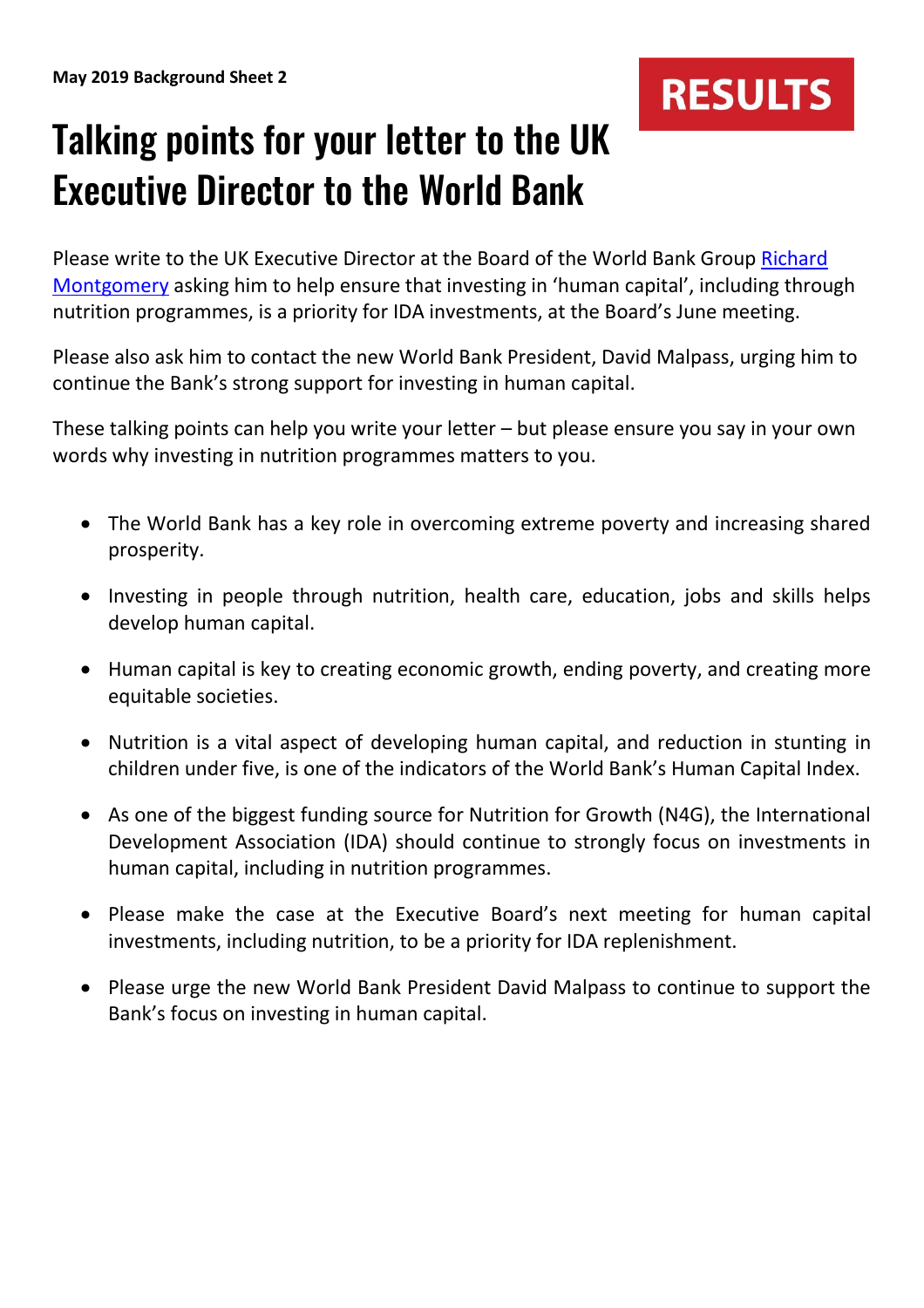**May 2019 Background Sheet 2**

RESULTS

# Talking points for your letter to the UK Executive Director to the World Bank

Please write to the UK Executive Director at the Board of the World Bank Group Richard Montgomery asking him to help ensure that investing in 'human capital', including through nutrition programmes, is a priority for IDA investments, at the Board's June meeting.

Please also ask him to contact the new World Bank President, David Malpass, urging him to continue the Bank's strong support for investing in human capital.

These talking points can help you write your letter – but please ensure you say in your own words why investing in nutrition programmes matters to you.

- The World Bank has a key role in overcoming extreme poverty and increasing shared prosperity.
- Investing in people through nutrition, health care, education, jobs and skills helps develop human capital.
- Human capital is key to creating economic growth, ending poverty, and creating more equitable societies.
- Nutrition is a vital aspect of developing human capital, and reduction in stunting in children under five, is one of the indicators of the World Bank's Human Capital Index.
- As one of the biggest funding source for Nutrition for Growth (N4G), the International Development Association (IDA) should continue to strongly focus on investments in human capital, including in nutrition programmes.
- Please make the case at the Executive Board's next meeting for human capital investments, including nutrition, to be a priority for IDA replenishment.
- Please urge the new World Bank President David Malpass to continue to support the Bank's focus on investing in human capital.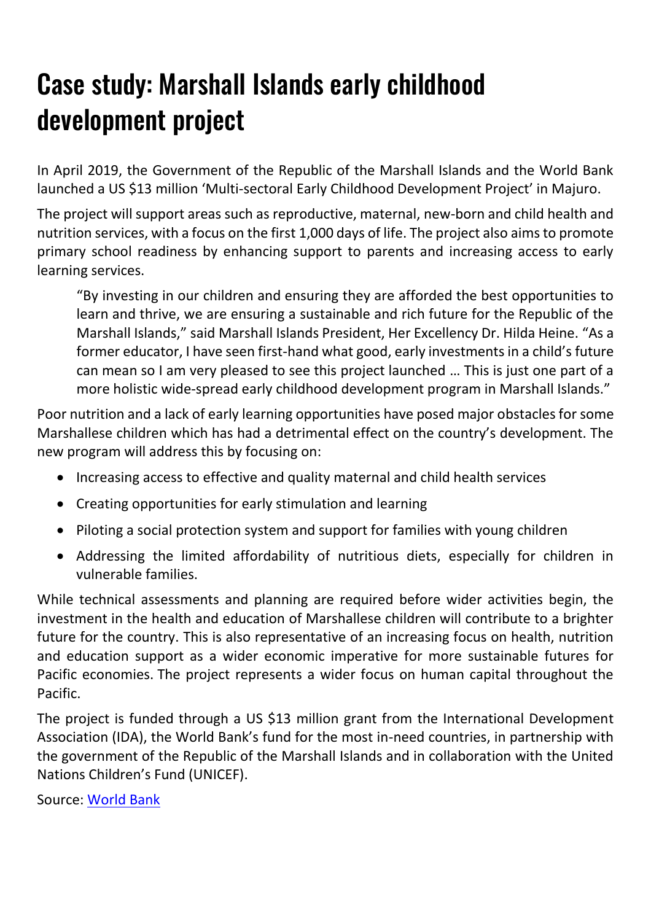# Case study: Marshall Islands early childhood development project

In April 2019, the Government of the Republic of the Marshall Islands and the World Bank launched a US $13 million 'Multi-sectoral Early Childhood Development Project' in Majuro.

The project will support areas such as reproductive, maternal, new-born and child health and nutrition services, with a focus on the first 1,000 days of life. The project also aims to promote primary school readiness by enhancing support to parents and increasing access to early learning services.

> "By investing in our children and ensuring they are afforded the best opportunities to learn and thrive, we are ensuring a sustainable and rich future for the Republic of the Marshall Islands," said Marshall Islands President, Her Excellency Dr. Hilda Heine. "As a former educator, I have seen first-hand what good, early investments in a child's future can mean so I am very pleased to see this project launched … This is just one part of a more holistic wide-spread early childhood development program in Marshall Islands."

Poor nutrition and a lack of early learning opportunities have posed major obstacles for some Marshallese children which has had a detrimental effect on the country's development. The new program will address this by focusing on:

- Increasing access to effective and quality maternal and child health services
- Creating opportunities for early stimulation and learning
- Piloting a social protection system and support for families with young children
- Addressing the limited affordability of nutritious diets, especially for children in vulnerable families.

While technical assessments and planning are required before wider activities begin, the investment in the health and education of Marshallese children will contribute to a brighter future for the country. This is also representative of an increasing focus on health, nutrition and education support as a wider economic imperative for more sustainable futures for Pacific economies. The project represents a wider focus on human capital throughout the Pacific.

The project is funded through a US $13 million grant from the International Development Association (IDA), the World Bank's fund for the most in-need countries, in partnership with the government of the Republic of the Marshall Islands and in collaboration with the United Nations Children's Fund (UNICEF).

Source: World Bank